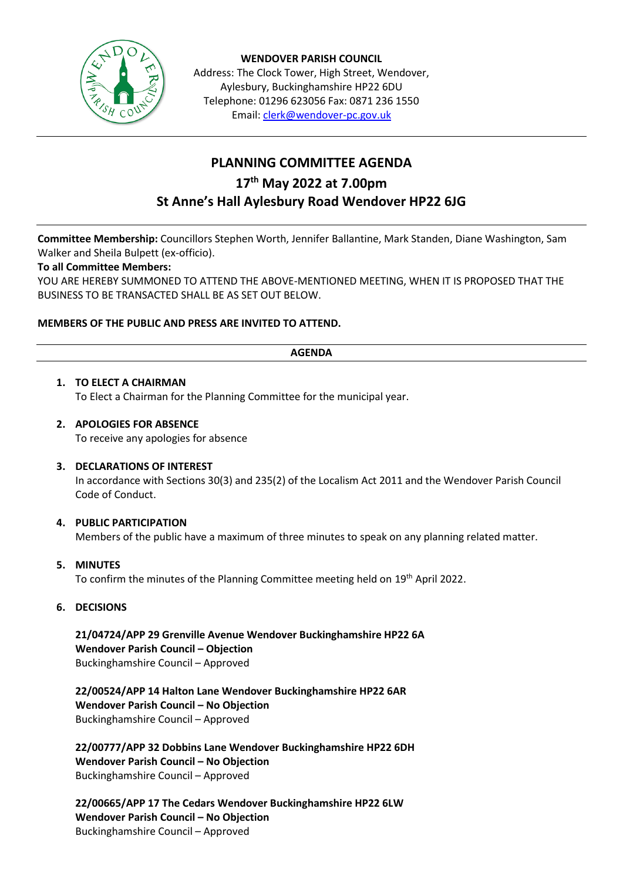**WENDOVER PARISH COUNCIL**
Address: The Clock Tower, High Street, Wendover,
Aylesbury, Buckinghamshire HP22 6DU
Telephone: 01296 623056 Fax: 0871 236 1550
Email: clerk@wendover-pc.gov.uk

# PLANNING COMMITTEE AGENDA

## 17th May 2022 at 7.00pm

## St Anne's Hall Aylesbury Road Wendover HP22 6JG

**Committee Membership:** Councillors Stephen Worth, Jennifer Ballantine, Mark Standen, Diane Washington, Sam Walker and Sheila Bulpett (ex-officio).

**To all Committee Members:**

YOU ARE HEREBY SUMMONED TO ATTEND THE ABOVE-MENTIONED MEETING, WHEN IT IS PROPOSED THAT THE BUSINESS TO BE TRANSACTED SHALL BE AS SET OUT BELOW.

**MEMBERS OF THE PUBLIC AND PRESS ARE INVITED TO ATTEND.**

**AGENDA**

1. **TO ELECT A CHAIRMAN**
   To Elect a Chairman for the Planning Committee for the municipal year.

2. **APOLOGIES FOR ABSENCE**
   To receive any apologies for absence

3. **DECLARATIONS OF INTEREST**
   In accordance with Sections 30(3) and 235(2) of the Localism Act 2011 and the Wendover Parish Council Code of Conduct.

4. **PUBLIC PARTICIPATION**
   Members of the public have a maximum of three minutes to speak on any planning related matter.

5. **MINUTES**
   To confirm the minutes of the Planning Committee meeting held on 19th April 2022.

6. **DECISIONS**

   **21/04724/APP 29 Grenville Avenue Wendover Buckinghamshire HP22 6A**
   **Wendover Parish Council – Objection**
   Buckinghamshire Council – Approved

   **22/00524/APP 14 Halton Lane Wendover Buckinghamshire HP22 6AR**
   **Wendover Parish Council – No Objection**
   Buckinghamshire Council – Approved

   **22/00777/APP 32 Dobbins Lane Wendover Buckinghamshire HP22 6DH**
   **Wendover Parish Council – No Objection**
   Buckinghamshire Council – Approved

   **22/00665/APP 17 The Cedars Wendover Buckinghamshire HP22 6LW**
   **Wendover Parish Council – No Objection**
   Buckinghamshire Council – Approved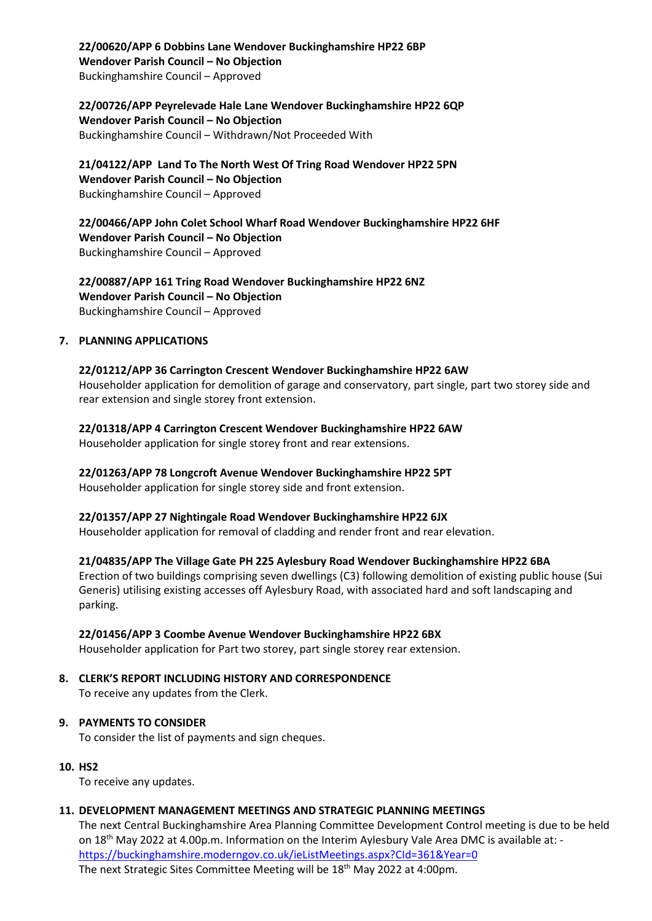**22/00620/APP 6 Dobbins Lane Wendover Buckinghamshire HP22 6BP**
**Wendover Parish Council – No Objection**
Buckinghamshire Council – Approved

**22/00726/APP Peyrelevade Hale Lane Wendover Buckinghamshire HP22 6QP**
**Wendover Parish Council – No Objection**
Buckinghamshire Council – Withdrawn/Not Proceeded With

**21/04122/APP Land To The North West Of Tring Road Wendover HP22 5PN**
**Wendover Parish Council – No Objection**
Buckinghamshire Council – Approved

**22/00466/APP John Colet School Wharf Road Wendover Buckinghamshire HP22 6HF**
**Wendover Parish Council – No Objection**
Buckinghamshire Council – Approved

**22/00887/APP 161 Tring Road Wendover Buckinghamshire HP22 6NZ**
**Wendover Parish Council – No Objection**
Buckinghamshire Council – Approved

## 7. PLANNING APPLICATIONS

**22/01212/APP 36 Carrington Crescent Wendover Buckinghamshire HP22 6AW**
Householder application for demolition of garage and conservatory, part single, part two storey side and rear extension and single storey front extension.

**22/01318/APP 4 Carrington Crescent Wendover Buckinghamshire HP22 6AW**
Householder application for single storey front and rear extensions.

**22/01263/APP 78 Longcroft Avenue Wendover Buckinghamshire HP22 5PT**
Householder application for single storey side and front extension.

**22/01357/APP 27 Nightingale Road Wendover Buckinghamshire HP22 6JX**
Householder application for removal of cladding and render front and rear elevation.

**21/04835/APP The Village Gate PH 225 Aylesbury Road Wendover Buckinghamshire HP22 6BA**
Erection of two buildings comprising seven dwellings (C3) following demolition of existing public house (Sui Generis) utilising existing accesses off Aylesbury Road, with associated hard and soft landscaping and parking.

**22/01456/APP 3 Coombe Avenue Wendover Buckinghamshire HP22 6BX**
Householder application for Part two storey, part single storey rear extension.

## 8. CLERK'S REPORT INCLUDING HISTORY AND CORRESPONDENCE

To receive any updates from the Clerk.

## 9. PAYMENTS TO CONSIDER

To consider the list of payments and sign cheques.

## 10. HS2

To receive any updates.

## 11. DEVELOPMENT MANAGEMENT MEETINGS AND STRATEGIC PLANNING MEETINGS

The next Central Buckinghamshire Area Planning Committee Development Control meeting is due to be held on 18th May 2022 at 4.00p.m. Information on the Interim Aylesbury Vale Area DMC is available at: - https://buckinghamshire.moderngov.co.uk/ieListMeetings.aspx?CId=361&Year=0
The next Strategic Sites Committee Meeting will be 18th May 2022 at 4:00pm.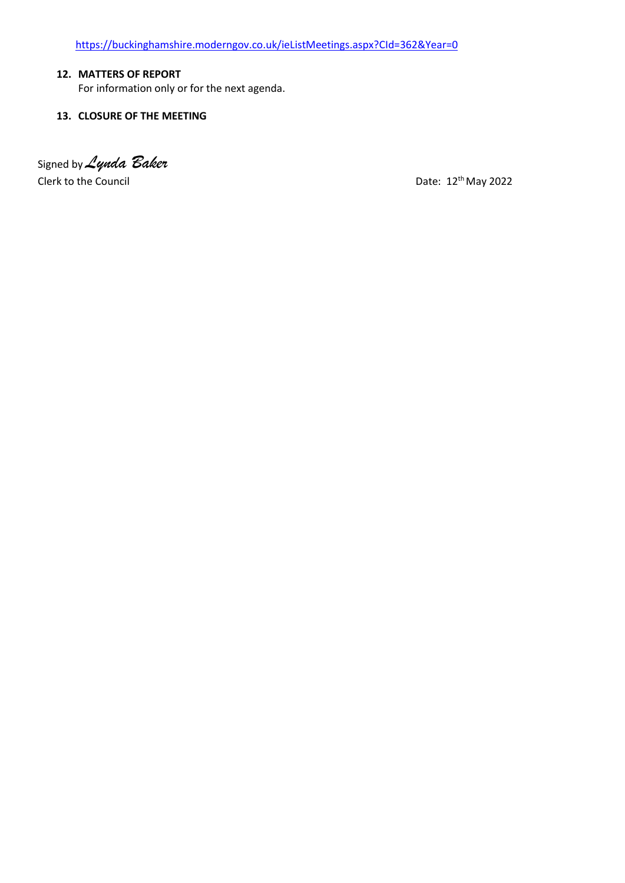https://buckinghamshire.moderngov.co.uk/ieListMeetings.aspx?CId=362&Year=0

**12. MATTERS OF REPORT**

For information only or for the next agenda.

**13. CLOSURE OF THE MEETING**

Signed by *Lynda Baker*

Clerk to the Council

Date: 12th May 2022